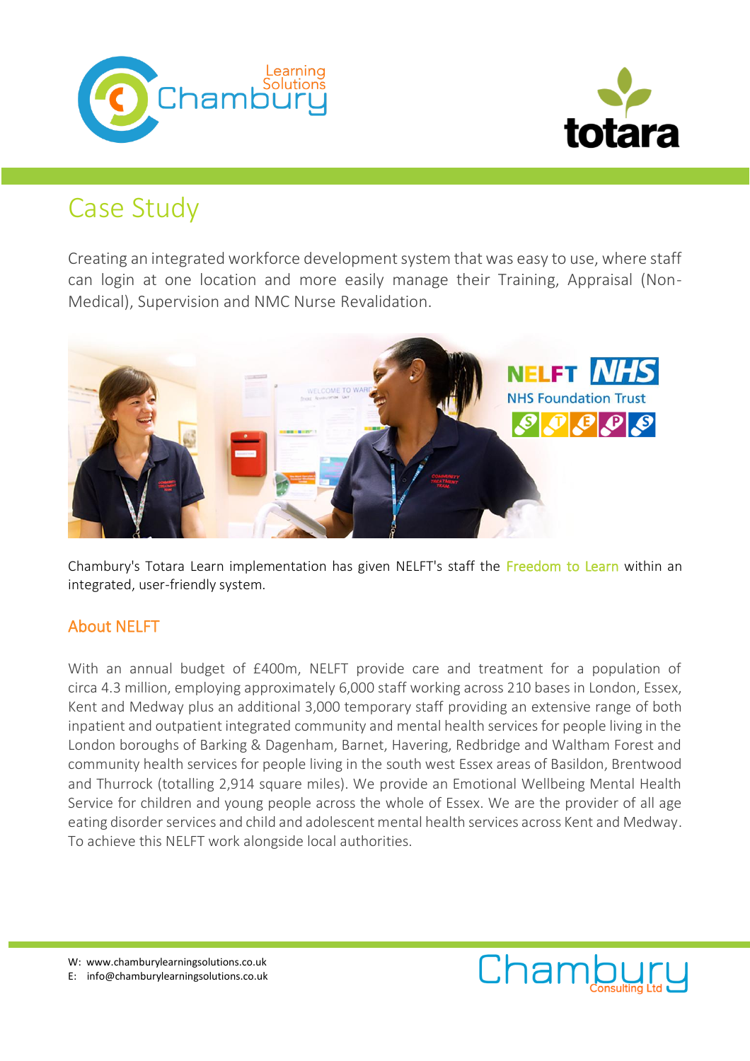# Case Study

Creating an integrated workforce development system that was easy to use, where staff can login at one location and more easily manage their Training, Appraisal (Non-Medical), Supervision and NMC Nurse Revalidation.

Chambury's Totara Learn implementation has given NELFT's staff the Freedom to Learn within an integrated, user-friendly system.

## About NELFT

With an annual budget of £400m, NELFT provide care and treatment for a population of circa 4.3 million, employing approximately 6,000 staff working across 210 bases in London, Essex, Kent and Medway plus an additional 3,000 temporary staff providing an extensive range of both inpatient and outpatient integrated community and mental health services for people living in the London boroughs of Barking & Dagenham, Barnet, Havering, Redbridge and Waltham Forest and community health services for people living in the south west Essex areas of Basildon, Brentwood and Thurrock (totalling 2,914 square miles). We provide an Emotional Wellbeing Mental Health Service for children and young people across the whole of Essex. We are the provider of all age eating disorder services and child and adolescent mental health services across Kent and Medway. To achieve this NELFT work alongside local authorities.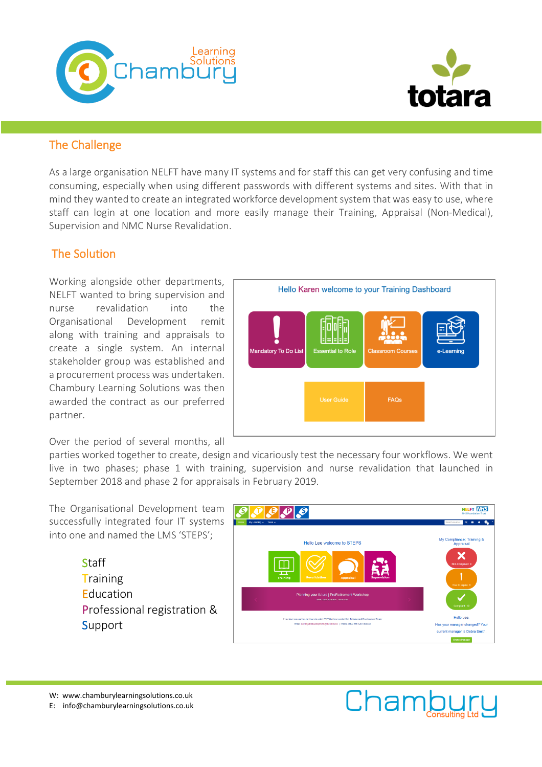## The Challenge

As a large organisation NELFT have many IT systems and for staff this can get very confusing and time consuming, especially when using different passwords with different systems and sites. With that in mind they wanted to create an integrated workforce development system that was easy to use, where staff can login at one location and more easily manage their Training, Appraisal (Non-Medical), Supervision and NMC Nurse Revalidation.

## The Solution

Working alongside other departments, NELFT wanted to bring supervision and nurse revalidation into the Organisational Development remit along with training and appraisals to create a single system. An internal stakeholder group was established and a procurement process was undertaken. Chambury Learning Solutions was then awarded the contract as our preferred partner.

Over the period of several months, all parties worked together to create, design and vicariously test the necessary four workflows. We went live in two phases; phase 1 with training, supervision and nurse revalidation that launched in September 2018 and phase 2 for appraisals in February 2019.

The Organisational Development team successfully integrated four IT systems into one and named the LMS 'STEPS';

- Staff
- Training
- Education
- Professional registration &
- Support

W: www.chamburylearningsolutions.co.uk
E: info@chamburylearningsolutions.co.uk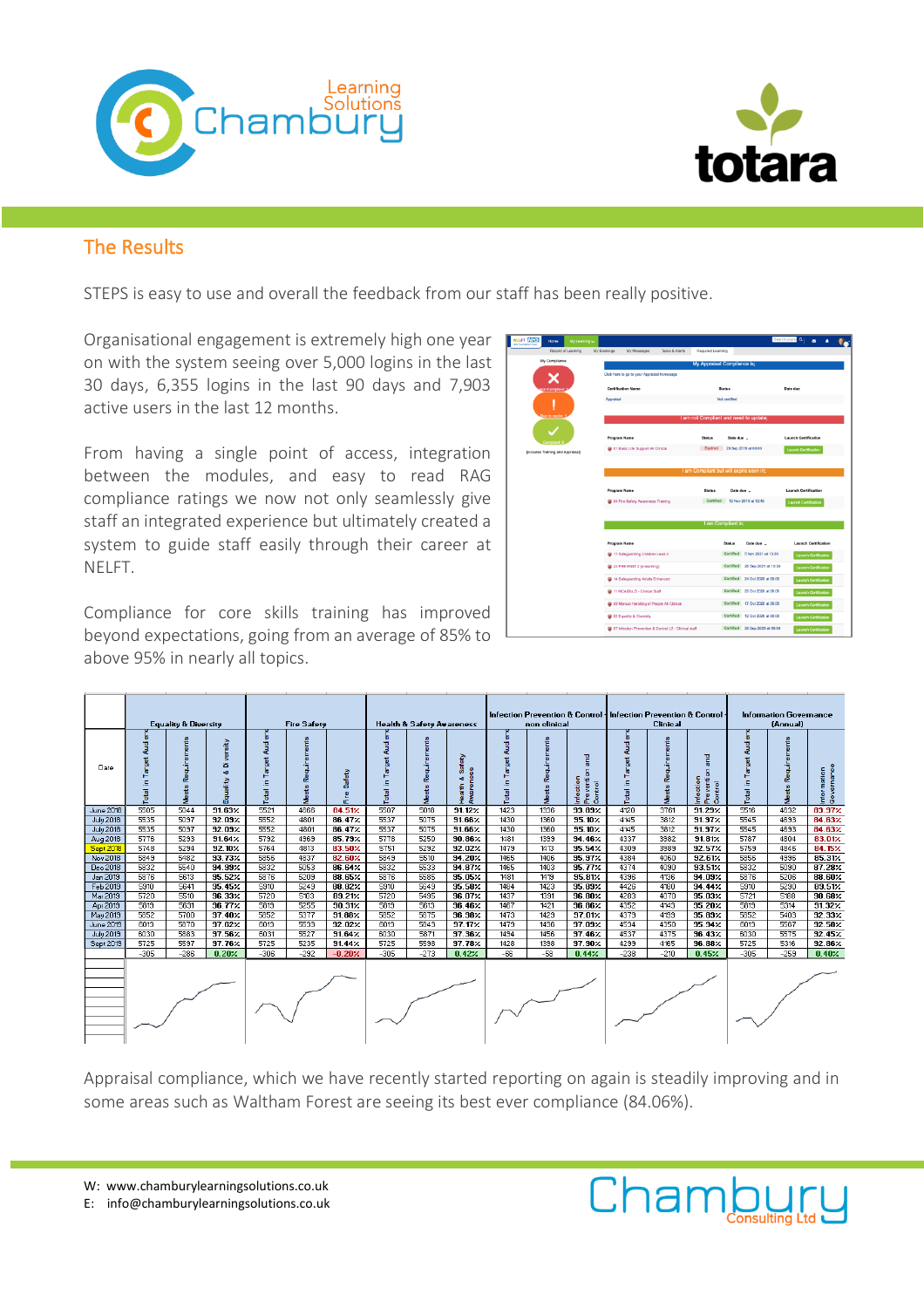## The Results

STEPS is easy to use and overall the feedback from our staff has been really positive.

Organisational engagement is extremely high one year on with the system seeing over 5,000 logins in the last 30 days, 6,355 logins in the last 90 days and 7,903 active users in the last 12 months.

From having a single point of access, integration between the modules, and easy to read RAG compliance ratings we now not only seamlessly give staff an integrated experience but ultimately created a system to guide staff easily through their career at NELFT.

Compliance for core skills training has improved beyond expectations, going from an average of 85% to above 95% in nearly all topics.

| Date | Equality & Diversity | | | Fire Safety | | | Health & Safety Awareness | | | Infection Prevention & Control - non clinical | | | Infection Prevention & Control - Clinical | | | Information Governance (Annual) | | |
|---|---|---|---|---|---|---|---|---|---|---|---|---|---|---|---|---|---|---|
| | Total in Target Audience | Meets Requirements | Equality & Diversity | Total in Target Audience | Meets Requirements | Fire Safety | Total in Target Audience | Meets Requirements | Health & Safety Awareness | Total in Target Audience | Meets Requirements | Infection Prevention and Control | Total in Target Audience | Meets Requirements | Infection Prevention and Control | Total in Target Audience | Meets Requirements | Information Governance |
| June 2018 | 5505 | 5044 | 91.63% | 5521 | 4668 | 84.51% | 5507 | 5018 | 91.12% | 1423 | 1336 | 93.89% | 4120 | 3761 | 91.29% | 5516 | 4632 | 83.97% |
| July 2018 | 5535 | 5097 | 92.09% | 5552 | 4801 | 86.47% | 5537 | 5075 | 91.66% | 1430 | 1360 | 95.10% | 4145 | 3812 | 91.97% | 5545 | 4693 | 84.63% |
| July 2018 | 5535 | 5097 | 92.09% | 5552 | 4801 | 86.47% | 5537 | 5075 | 91.66% | 1430 | 1360 | 95.10% | 4145 | 3812 | 91.97% | 5545 | 4693 | 84.63% |
| Aug 2018 | 5776 | 5293 | 91.64% | 5792 | 4969 | 85.79% | 5778 | 5250 | 90.86% | 1481 | 1399 | 94.46% | 4337 | 3982 | 91.81% | 5787 | 4804 | 83.01% |
| Sept 2018 | 5748 | 5294 | 92.10% | 5764 | 4813 | 83.50% | 5751 | 5292 | 92.02% | 1479 | 1413 | 95.54% | 4309 | 3989 | 92.57% | 5759 | 4846 | 84.15% |
| Nov 2018 | 5849 | 5482 | 93.73% | 5856 | 4837 | 82.60% | 5849 | 5510 | 94.20% | 1465 | 1406 | 95.97% | 4384 | 4060 | 92.61% | 5856 | 4996 | 85.31% |
| Dec 2018 | 5832 | 5540 | 94.99% | 5832 | 5053 | 86.64% | 5832 | 5533 | 94.87% | 1465 | 1403 | 95.77% | 4374 | 4090 | 93.51% | 5832 | 5090 | 87.28% |
| Jan 2019 | 5876 | 5613 | 95.52% | 5876 | 5209 | 88.65% | 5876 | 5585 | 95.05% | 1481 | 1419 | 95.81% | 4396 | 4136 | 94.09% | 5876 | 5206 | 88.60% |
| Feb 2019 | 5910 | 5641 | 95.45% | 5910 | 5249 | 88.82% | 5910 | 5649 | 95.58% | 1484 | 1423 | 95.89% | 4426 | 4180 | 94.44% | 5910 | 5290 | 89.51% |
| Mar 2019 | 5720 | 5510 | 96.33% | 5720 | 5103 | 89.21% | 5720 | 5495 | 96.07% | 1437 | 1391 | 96.80% | 4283 | 4070 | 95.03% | 5721 | 5188 | 90.68% |
| Apr 2019 | 5819 | 5631 | 96.77% | 5819 | 5255 | 90.31% | 5819 | 5613 | 96.46% | 1467 | 1421 | 96.86% | 4352 | 4143 | 95.20% | 5819 | 5314 | 91.32% |
| May 2019 | 5852 | 5700 | 97.40% | 5852 | 5377 | 91.88% | 5852 | 5675 | 96.98% | 1473 | 1429 | 97.01% | 4379 | 4189 | 95.09% | 5852 | 5403 | 92.33% |
| June 2019 | 6013 | 5870 | 97.62% | 6013 | 5533 | 92.02% | 6013 | 5843 | 97.17% | 1479 | 1436 | 97.09% | 4534 | 4350 | 95.94% | 6013 | 5567 | 92.58% |
| July 2019 | 6030 | 5883 | 97.56% | 6031 | 5527 | 91.64% | 6030 | 5871 | 97.36% | 1494 | 1456 | 97.46% | 4537 | 4375 | 96.43% | 6030 | 5575 | 92.45% |
| Sept 2019 | 5725 | 5597 | 97.76% | 5725 | 5235 | 91.44% | 5725 | 5598 | 97.78% | 1428 | 1398 | 97.90% | 4299 | 4165 | 96.88% | 5725 | 5316 | 92.86% |
| | -305 | -286 | 0.20% | -306 | -292 | -0.20% | -305 | -273 | 0.42% | -66 | -58 | 0.44% | -238 | -210 | 0.45% | -305 | -259 | 0.40% |

Appraisal compliance, which we have recently started reporting on again is steadily improving and in some areas such as Waltham Forest are seeing its best ever compliance (84.06%).

W: www.chamburylearningsolutions.co.uk
E: info@chamburylearningsolutions.co.uk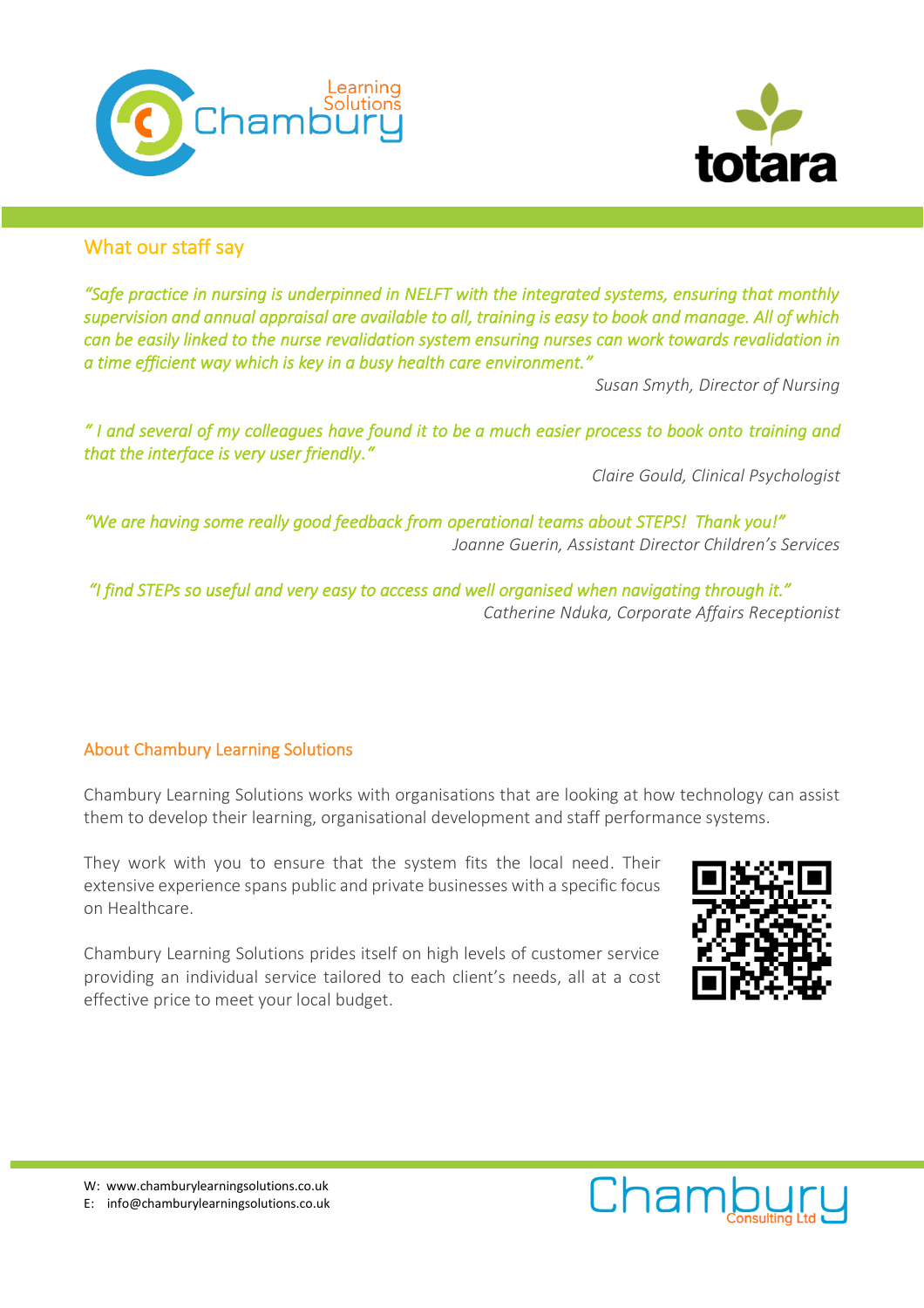## What our staff say

*"Safe practice in nursing is underpinned in NELFT with the integrated systems, ensuring that monthly supervision and annual appraisal are available to all, training is easy to book and manage. All of which can be easily linked to the nurse revalidation system ensuring nurses can work towards revalidation in a time efficient way which is key in a busy health care environment."*

Susan Smyth, Director of Nursing

*" I and several of my colleagues have found it to be a much easier process to book onto training and that the interface is very user friendly."*

Claire Gould, Clinical Psychologist

*"We are having some really good feedback from operational teams about STEPS! Thank you!"*

Joanne Guerin, Assistant Director Children's Services

*"I find STEPs so useful and very easy to access and well organised when navigating through it."*

Catherine Nduka, Corporate Affairs Receptionist

## About Chambury Learning Solutions

Chambury Learning Solutions works with organisations that are looking at how technology can assist them to develop their learning, organisational development and staff performance systems.

They work with you to ensure that the system fits the local need. Their extensive experience spans public and private businesses with a specific focus on Healthcare.

Chambury Learning Solutions prides itself on high levels of customer service providing an individual service tailored to each client's needs, all at a cost effective price to meet your local budget.

W: www.chamburylearningsolutions.co.uk
E: info@chamburylearningsolutions.co.uk